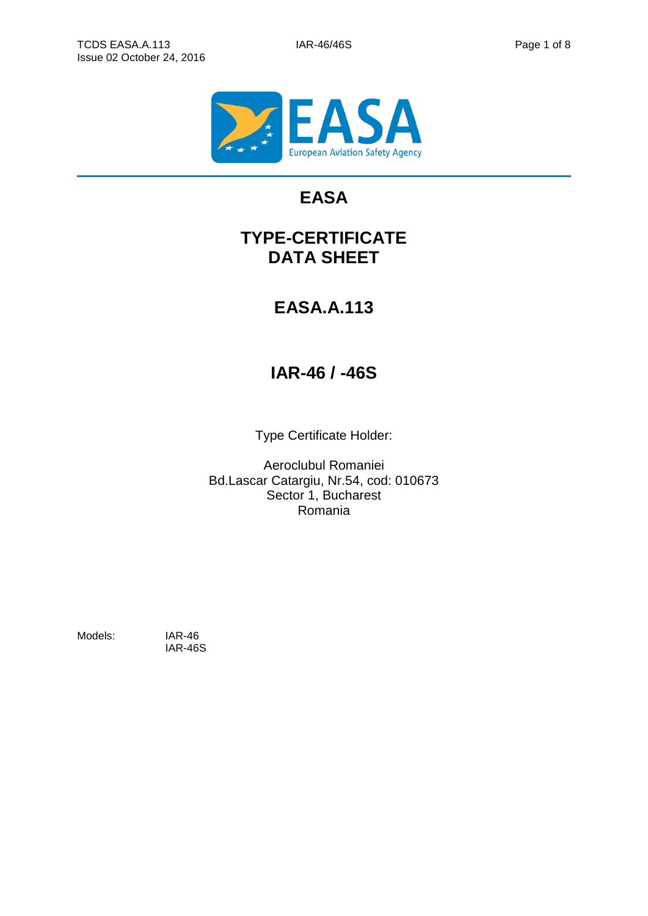# EASA

## TYPE-CERTIFICATE DATA SHEET

## EASA.A.113

## IAR-46 / -46S

Type Certificate Holder:

Aeroclubul Romaniei
Bd.Lascar Catargiu, Nr.54, cod: 010673
Sector 1, Bucharest
Romania

Models: IAR-46
IAR-46S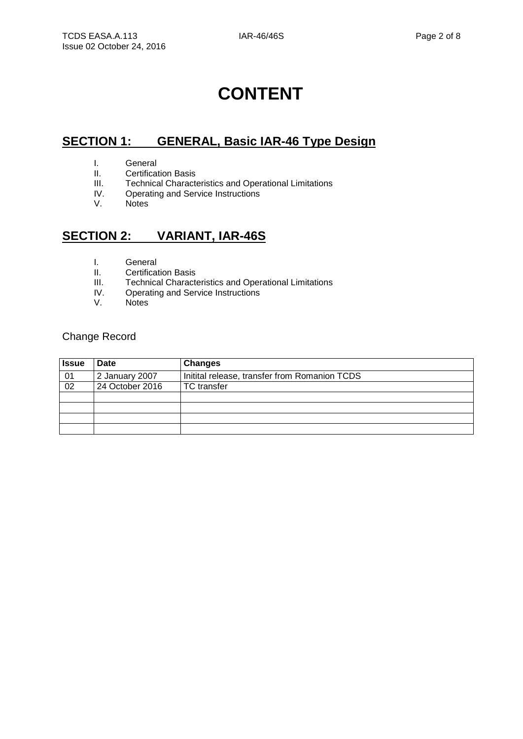# CONTENT

## SECTION 1: GENERAL, Basic IAR-46 Type Design

I. General
II. Certification Basis
III. Technical Characteristics and Operational Limitations
IV. Operating and Service Instructions
V. Notes

## SECTION 2: VARIANT, IAR-46S

I. General
II. Certification Basis
III. Technical Characteristics and Operational Limitations
IV. Operating and Service Instructions
V. Notes

Change Record

| Issue | Date | Changes |
|---|---|---|
| 01 | 2 January 2007 | Initital release, transfer from Romanion TCDS |
| 02 | 24 October 2016 | TC transfer |
| | | |
| | | |
| | | |
| | | |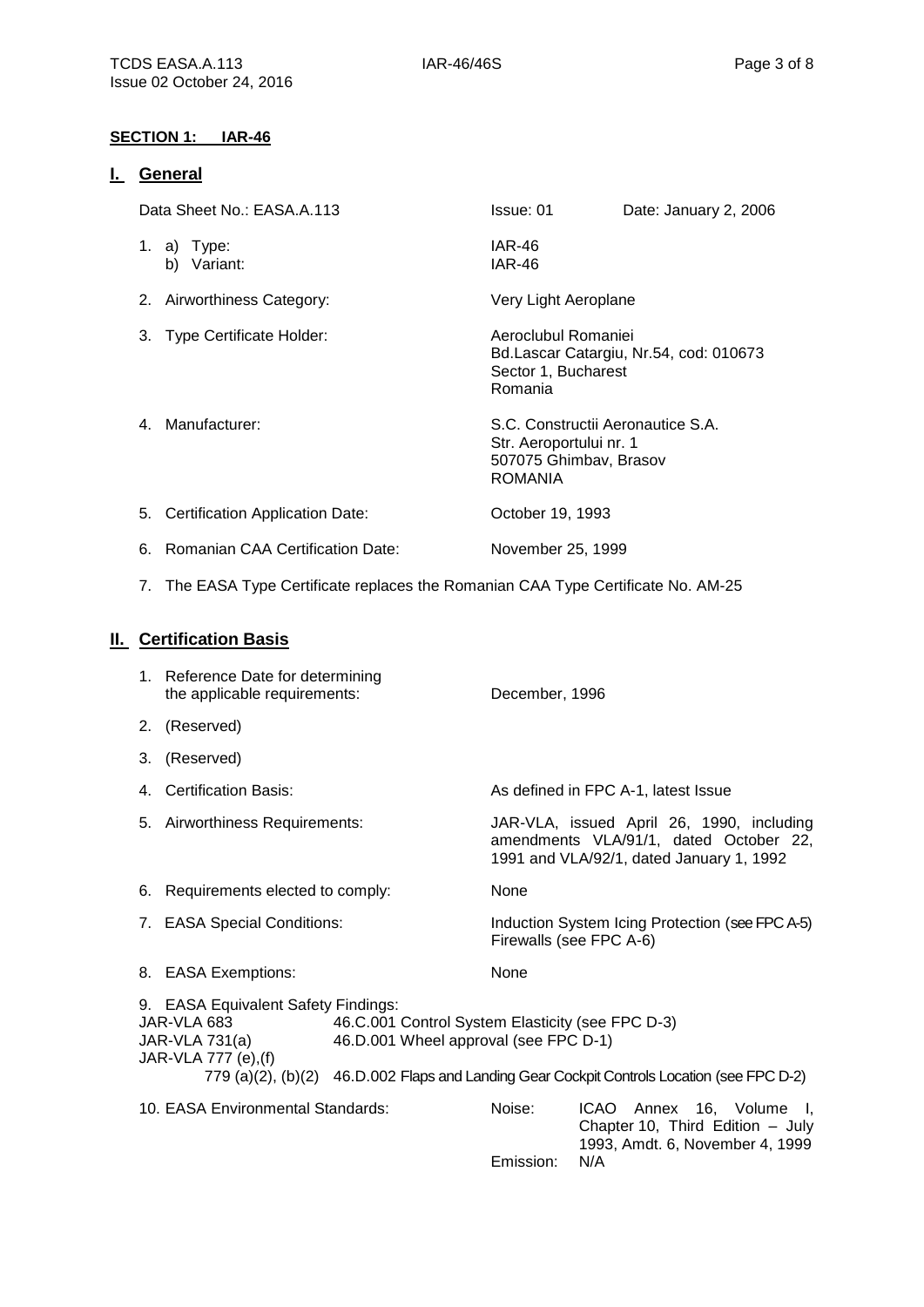## SECTION 1: IAR-46

## I. General

| | | |
|---|---|---|
| Data Sheet No.: EASA.A.113 | Issue: 01 | Date: January 2, 2006 |

1. a) Type: IAR-46
   b) Variant: IAR-46
2. Airworthiness Category: Very Light Aeroplane
3. Type Certificate Holder: Aeroclubul Romaniei
   Bd.Lascar Catargiu, Nr.54, cod: 010673
   Sector 1, Bucharest
   Romania
4. Manufacturer: S.C. Constructii Aeronautice S.A.
   Str. Aeroportului nr. 1
   507075 Ghimbav, Brasov
   ROMANIA
5. Certification Application Date: October 19, 1993
6. Romanian CAA Certification Date: November 25, 1999
7. The EASA Type Certificate replaces the Romanian CAA Type Certificate No. AM-25

## II. Certification Basis

1. Reference Date for determining the applicable requirements: December, 1996
2. (Reserved)
3. (Reserved)
4. Certification Basis: As defined in FPC A-1, latest Issue
5. Airworthiness Requirements: JAR-VLA, issued April 26, 1990, including amendments VLA/91/1, dated October 22, 1991 and VLA/92/1, dated January 1, 1992
6. Requirements elected to comply: None
7. EASA Special Conditions: Induction System Icing Protection (see FPC A-5)
   Firewalls (see FPC A-6)
8. EASA Exemptions: None
9. EASA Equivalent Safety Findings:

| | |
|---|---|
| JAR-VLA 683 | 46.C.001 Control System Elasticity (see FPC D-3) |
| JAR-VLA 731(a) | 46.D.001 Wheel approval (see FPC D-1) |
| JAR-VLA 777 (e),(f)<br>779 (a)(2), (b)(2) | 46.D.002 Flaps and Landing Gear Cockpit Controls Location (see FPC D-2) |

10. EASA Environmental Standards:
    Noise: ICAO Annex 16, Volume I, Chapter 10, Third Edition – July 1993, Amdt. 6, November 4, 1999
    Emission: N/A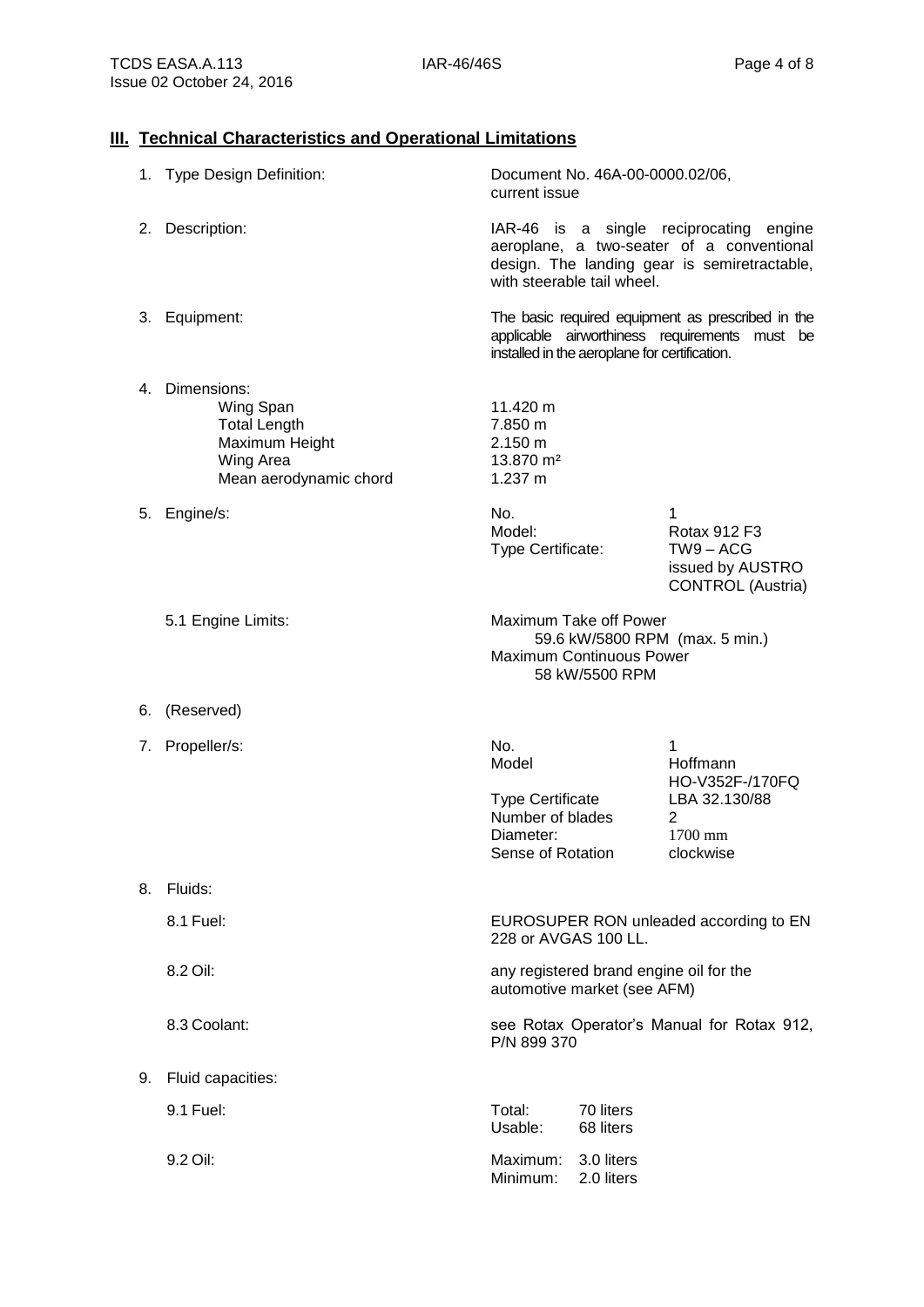## III. Technical Characteristics and Operational Limitations

1. Type Design Definition: Document No. 46A-00-0000.02/06, current issue

2. Description: IAR-46 is a single reciprocating engine aeroplane, a two-seater of a conventional design. The landing gear is semiretractable, with steerable tail wheel.

3. Equipment: The basic required equipment as prescribed in the applicable airworthiness requirements must be installed in the aeroplane for certification.

4. Dimensions:

| | |
|---|---|
| Wing Span | 11.420 m |
| Total Length | 7.850 m |
| Maximum Height | 2.150 m |
| Wing Area | 13.870 m² |
| Mean aerodynamic chord | 1.237 m |

5. Engine/s:

| | |
|---|---|
| No. | 1 |
| Model: | Rotax 912 F3 |
| Type Certificate: | TW9 – ACG issued by AUSTRO CONTROL (Austria) |

5.1 Engine Limits:

Maximum Take off Power
59.6 kW/5800 RPM (max. 5 min.)
Maximum Continuous Power
58 kW/5500 RPM

6. (Reserved)

7. Propeller/s:

| | |
|---|---|
| No. | 1 |
| Model | Hoffmann HO-V352F-/170FQ |
| Type Certificate | LBA 32.130/88 |
| Number of blades | 2 |
| Diameter: | 1700 mm |
| Sense of Rotation | clockwise |

8. Fluids:

8.1 Fuel: EUROSUPER RON unleaded according to EN 228 or AVGAS 100 LL.

8.2 Oil: any registered brand engine oil for the automotive market (see AFM)

8.3 Coolant: see Rotax Operator's Manual for Rotax 912, P/N 899 370

9. Fluid capacities:

9.1 Fuel:

| | |
|---|---|
| Total: | 70 liters |
| Usable: | 68 liters |

9.2 Oil:

| | |
|---|---|
| Maximum: | 3.0 liters |
| Minimum: | 2.0 liters |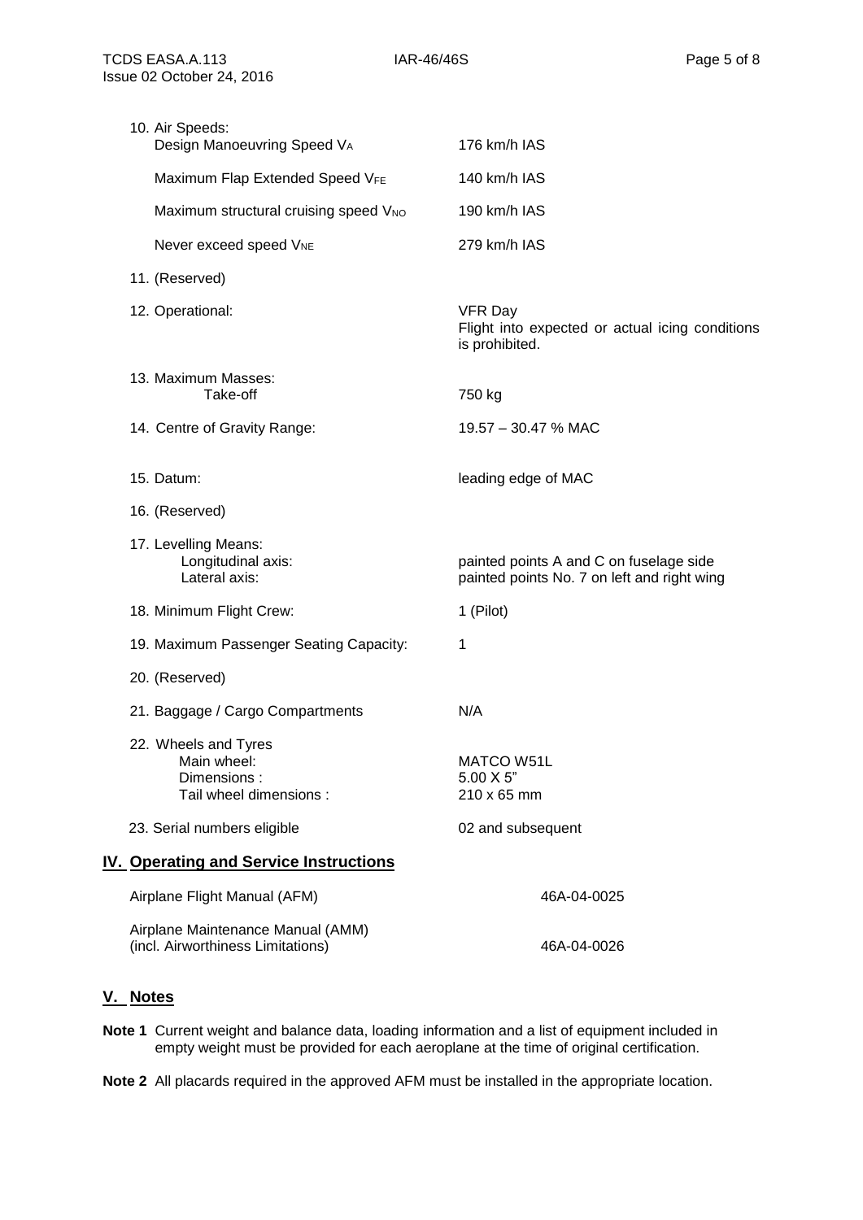10. Air Speeds:

| | |
|---|---|
| Design Manoeuvring Speed $V_A$ | 176 km/h IAS |
| Maximum Flap Extended Speed $V_{FE}$ | 140 km/h IAS |
| Maximum structural cruising speed $V_{NO}$ | 190 km/h IAS |
| Never exceed speed $V_{NE}$ | 279 km/h IAS |

11. (Reserved)

12. Operational: VFR Day
Flight into expected or actual icing conditions is prohibited.

13. Maximum Masses:
Take-off: 750 kg

14. Centre of Gravity Range: 19.57 – 30.47 % MAC

15. Datum: leading edge of MAC

16. (Reserved)

17. Levelling Means:
Longitudinal axis: painted points A and C on fuselage side
Lateral axis: painted points No. 7 on left and right wing

18. Minimum Flight Crew: 1 (Pilot)

19. Maximum Passenger Seating Capacity: 1

20. (Reserved)

21. Baggage / Cargo Compartments: N/A

22. Wheels and Tyres
Main wheel: MATCO W51L
Dimensions : 5.00 X 5"
Tail wheel dimensions : 210 x 65 mm

23. Serial numbers eligible: 02 and subsequent

## IV. Operating and Service Instructions

| | |
|---|---|
| Airplane Flight Manual (AFM) | 46A-04-0025 |
| Airplane Maintenance Manual (AMM) (incl. Airworthiness Limitations) | 46A-04-0026 |

## V. Notes

**Note 1** Current weight and balance data, loading information and a list of equipment included in empty weight must be provided for each aeroplane at the time of original certification.

**Note 2** All placards required in the approved AFM must be installed in the appropriate location.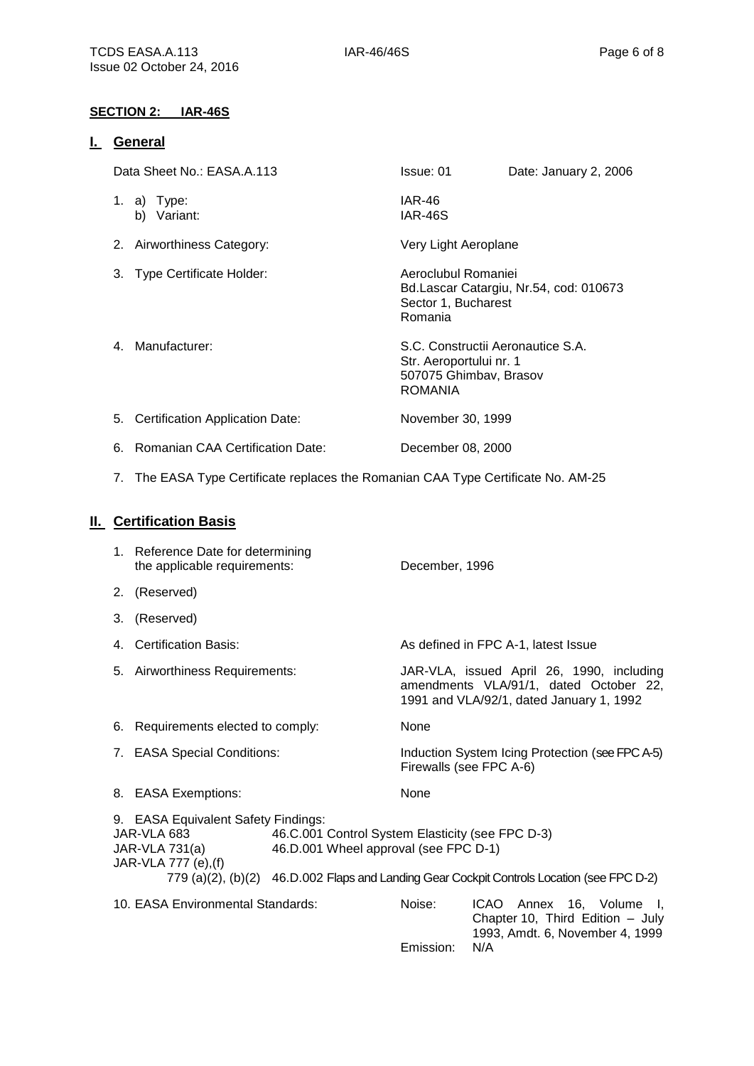## SECTION 2: IAR-46S

### I. General

| | | |
|---|---|---|
| Data Sheet No.: EASA.A.113 | Issue: 01 | Date: January 2, 2006 |

1. a) Type: IAR-46
   b) Variant: IAR-46S
2. Airworthiness Category: Very Light Aeroplane
3. Type Certificate Holder: Aeroclubul Romaniei
   Bd.Lascar Catargiu, Nr.54, cod: 010673
   Sector 1, Bucharest
   Romania
4. Manufacturer: S.C. Constructii Aeronautice S.A.
   Str. Aeroportului nr. 1
   507075 Ghimbav, Brasov
   ROMANIA
5. Certification Application Date: November 30, 1999
6. Romanian CAA Certification Date: December 08, 2000
7. The EASA Type Certificate replaces the Romanian CAA Type Certificate No. AM-25

### II. Certification Basis

1. Reference Date for determining the applicable requirements: December, 1996
2. (Reserved)
3. (Reserved)
4. Certification Basis: As defined in FPC A-1, latest Issue
5. Airworthiness Requirements: JAR-VLA, issued April 26, 1990, including amendments VLA/91/1, dated October 22, 1991 and VLA/92/1, dated January 1, 1992
6. Requirements elected to comply: None
7. EASA Special Conditions: Induction System Icing Protection (see FPC A-5)
   Firewalls (see FPC A-6)
8. EASA Exemptions: None
9. EASA Equivalent Safety Findings:
   JAR-VLA 683 — 46.C.001 Control System Elasticity (see FPC D-3)
   JAR-VLA 731(a) — 46.D.001 Wheel approval (see FPC D-1)
   JAR-VLA 777 (e),(f)
   779 (a)(2), (b)(2) — 46.D.002 Flaps and Landing Gear Cockpit Controls Location (see FPC D-2)
10. EASA Environmental Standards:
    Noise: ICAO Annex 16, Volume I, Chapter 10, Third Edition – July 1993, Amdt. 6, November 4, 1999
    Emission: N/A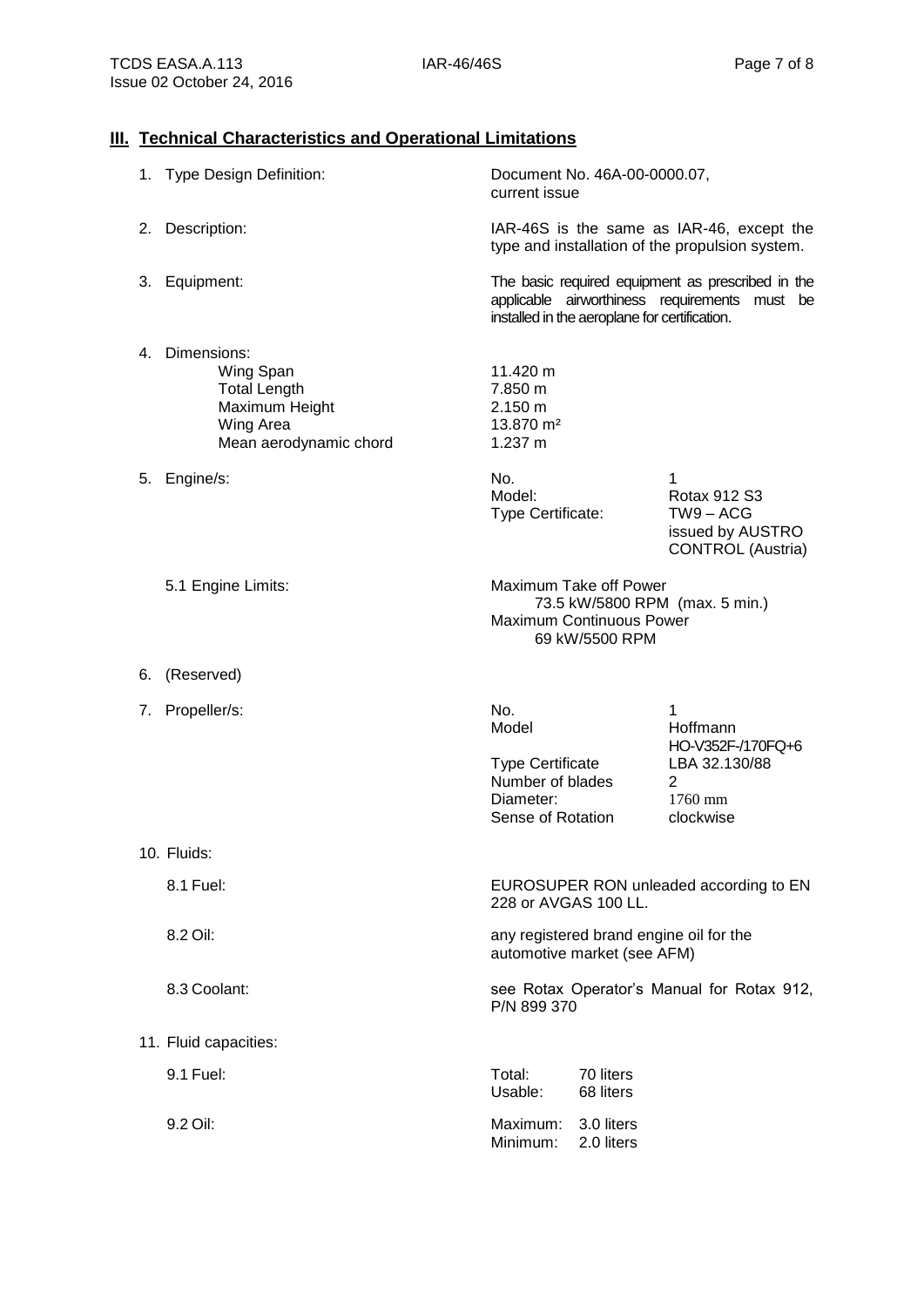## III. Technical Characteristics and Operational Limitations

1. Type Design Definition: Document No. 46A-00-0000.07, current issue

2. Description: IAR-46S is the same as IAR-46, except the type and installation of the propulsion system.

3. Equipment: The basic required equipment as prescribed in the applicable airworthiness requirements must be installed in the aeroplane for certification.

4. Dimensions:

| | |
|---|---|
| Wing Span | 11.420 m |
| Total Length | 7.850 m |
| Maximum Height | 2.150 m |
| Wing Area | 13.870 m² |
| Mean aerodynamic chord | 1.237 m |

5. Engine/s:

| | |
|---|---|
| No. | 1 |
| Model: | Rotax 912 S3 |
| Type Certificate: | TW9 – ACG issued by AUSTRO CONTROL (Austria) |

5.1 Engine Limits: Maximum Take off Power 73.5 kW/5800 RPM (max. 5 min.)
Maximum Continuous Power 69 kW/5500 RPM

6. (Reserved)

7. Propeller/s:

| | |
|---|---|
| No. | 1 |
| Model | Hoffmann HO-V352F-/170FQ+6 |
| Type Certificate | LBA 32.130/88 |
| Number of blades | 2 |
| Diameter: | 1760 mm |
| Sense of Rotation | clockwise |

10. Fluids:

8.1 Fuel: EUROSUPER RON unleaded according to EN 228 or AVGAS 100 LL.

8.2 Oil: any registered brand engine oil for the automotive market (see AFM)

8.3 Coolant: see Rotax Operator's Manual for Rotax 912, P/N 899 370

11. Fluid capacities:

9.1 Fuel:

| | |
|---|---|
| Total: | 70 liters |
| Usable: | 68 liters |

9.2 Oil:

| | |
|---|---|
| Maximum: | 3.0 liters |
| Minimum: | 2.0 liters |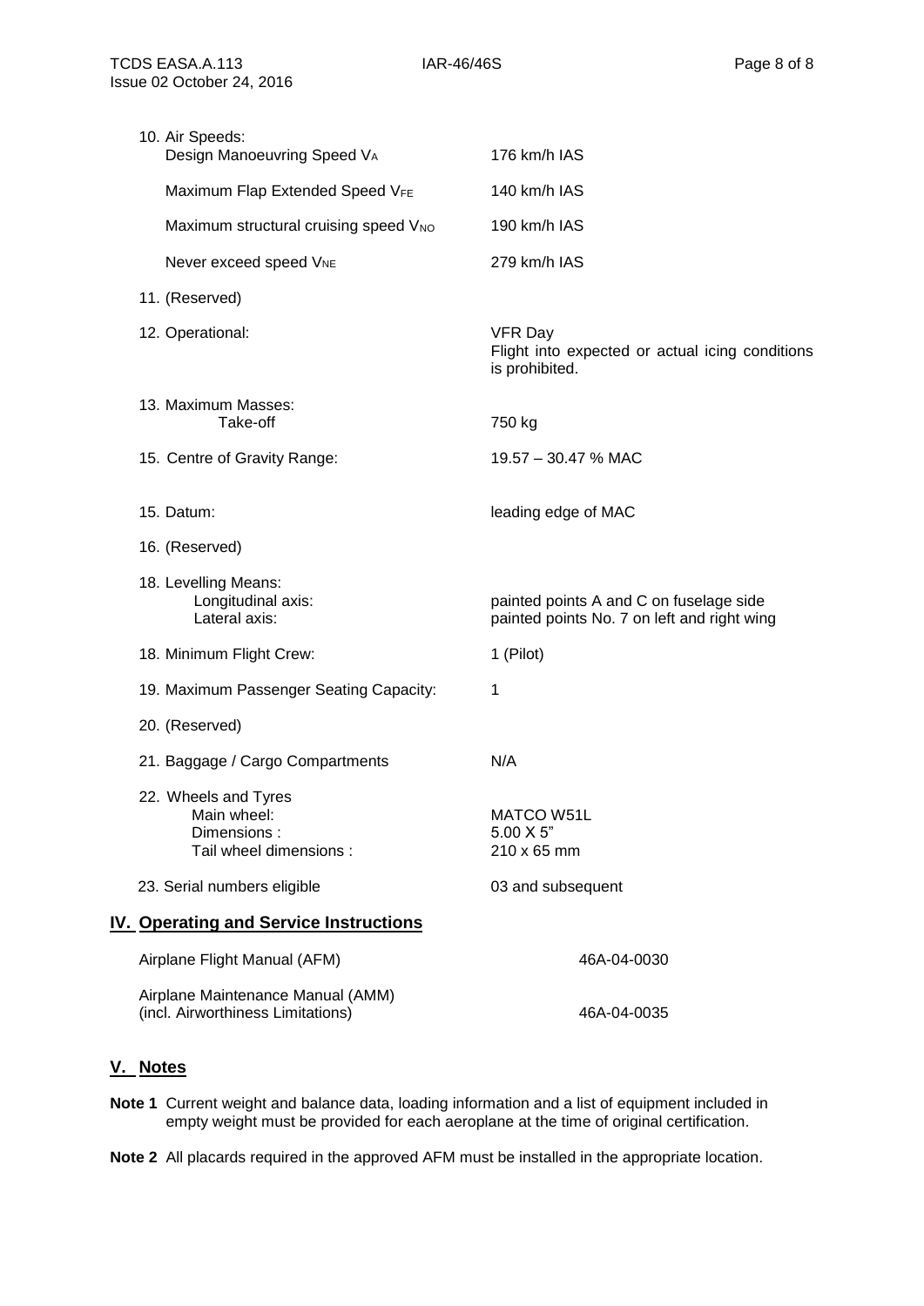10. Air Speeds:

| | |
|---|---|
| Design Manoeuvring Speed $V_A$ | 176 km/h IAS |
| Maximum Flap Extended Speed $V_{FE}$ | 140 km/h IAS |
| Maximum structural cruising speed $V_{NO}$ | 190 km/h IAS |
| Never exceed speed $V_{NE}$ | 279 km/h IAS |

11. (Reserved)

12. Operational: VFR Day
Flight into expected or actual icing conditions is prohibited.

13. Maximum Masses:
Take-off: 750 kg

15. Centre of Gravity Range: 19.57 – 30.47 % MAC

15. Datum: leading edge of MAC

16. (Reserved)

18. Levelling Means:
Longitudinal axis: painted points A and C on fuselage side
Lateral axis: painted points No. 7 on left and right wing

18. Minimum Flight Crew: 1 (Pilot)

19. Maximum Passenger Seating Capacity: 1

20. (Reserved)

21. Baggage / Cargo Compartments: N/A

22. Wheels and Tyres
Main wheel: MATCO W51L
Dimensions : 5.00 X 5"
Tail wheel dimensions : 210 x 65 mm

23. Serial numbers eligible: 03 and subsequent

## IV. Operating and Service Instructions

| | |
|---|---|
| Airplane Flight Manual (AFM) | 46A-04-0030 |
| Airplane Maintenance Manual (AMM) (incl. Airworthiness Limitations) | 46A-04-0035 |

## V. Notes

**Note 1** Current weight and balance data, loading information and a list of equipment included in empty weight must be provided for each aeroplane at the time of original certification.

**Note 2** All placards required in the approved AFM must be installed in the appropriate location.